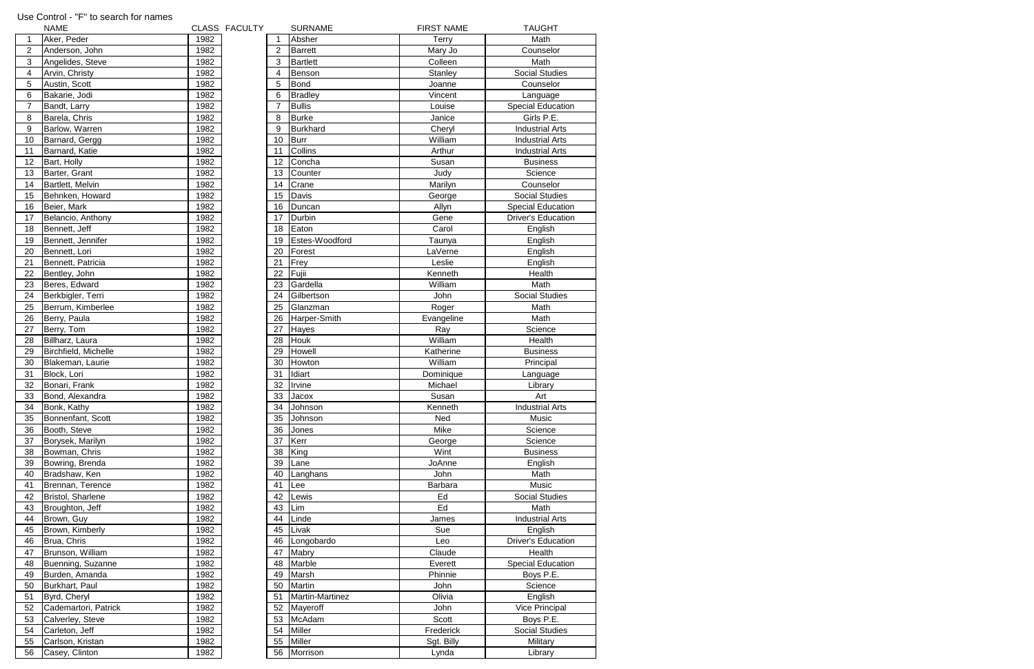Use Control - "F" to search for names

| | NAME | CLASS | FACULTY | | SURNAME | FIRST NAME | TAUGHT |
|---|---|---|---|---|---|---|---|
| 1 | Aker, Peder | 1982 | | 1 | Absher | Terry | Math |
| 2 | Anderson, John | 1982 | | 2 | Barrett | Mary Jo | Counselor |
| 3 | Angelides, Steve | 1982 | | 3 | Bartlett | Colleen | Math |
| 4 | Arvin, Christy | 1982 | | 4 | Benson | Stanley | Social Studies |
| 5 | Austin, Scott | 1982 | | 5 | Bond | Joanne | Counselor |
| 6 | Bakarie, Jodi | 1982 | | 6 | Bradley | Vincent | Language |
| 7 | Bandt, Larry | 1982 | | 7 | Bullis | Louise | Special Education |
| 8 | Barela, Chris | 1982 | | 8 | Burke | Janice | Girls P.E. |
| 9 | Barlow, Warren | 1982 | | 9 | Burkhard | Cheryl | Industrial Arts |
| 10 | Barnard, Gergg | 1982 | | 10 | Burr | William | Industrial Arts |
| 11 | Barnard, Katie | 1982 | | 11 | Collins | Arthur | Industrial Arts |
| 12 | Bart, Holly | 1982 | | 12 | Concha | Susan | Business |
| 13 | Barter, Grant | 1982 | | 13 | Counter | Judy | Science |
| 14 | Bartlett, Melvin | 1982 | | 14 | Crane | Marilyn | Counselor |
| 15 | Behnken, Howard | 1982 | | 15 | Davis | George | Social Studies |
| 16 | Beier, Mark | 1982 | | 16 | Duncan | Allyn | Special Education |
| 17 | Belancio, Anthony | 1982 | | 17 | Durbin | Gene | Driver's Education |
| 18 | Bennett, Jeff | 1982 | | 18 | Eaton | Carol | English |
| 19 | Bennett, Jennifer | 1982 | | 19 | Estes-Woodford | Taunya | English |
| 20 | Bennett, Lori | 1982 | | 20 | Forest | LaVerne | English |
| 21 | Bennett, Patricia | 1982 | | 21 | Frey | Leslie | English |
| 22 | Bentley, John | 1982 | | 22 | Fujii | Kenneth | Health |
| 23 | Beres, Edward | 1982 | | 23 | Gardella | William | Math |
| 24 | Berkbigler, Terri | 1982 | | 24 | Gilbertson | John | Social Studies |
| 25 | Berrum, Kimberlee | 1982 | | 25 | Glanzman | Roger | Math |
| 26 | Berry, Paula | 1982 | | 26 | Harper-Smith | Evangeline | Math |
| 27 | Berry, Tom | 1982 | | 27 | Hayes | Ray | Science |
| 28 | Billharz, Laura | 1982 | | 28 | Houk | William | Health |
| 29 | Birchfield, Michelle | 1982 | | 29 | Howell | Katherine | Business |
| 30 | Blakeman, Laurie | 1982 | | 30 | Howton | William | Principal |
| 31 | Block, Lori | 1982 | | 31 | Idiart | Dominique | Language |
| 32 | Bonari, Frank | 1982 | | 32 | Irvine | Michael | Library |
| 33 | Bond, Alexandra | 1982 | | 33 | Jacox | Susan | Art |
| 34 | Bonk, Kathy | 1982 | | 34 | Johnson | Kenneth | Industrial Arts |
| 35 | Bonnenfant, Scott | 1982 | | 35 | Johnson | Ned | Music |
| 36 | Booth, Steve | 1982 | | 36 | Jones | Mike | Science |
| 37 | Borysek, Marilyn | 1982 | | 37 | Kerr | George | Science |
| 38 | Bowman, Chris | 1982 | | 38 | King | Wint | Business |
| 39 | Bowring, Brenda | 1982 | | 39 | Lane | JoAnne | English |
| 40 | Bradshaw, Ken | 1982 | | 40 | Langhans | John | Math |
| 41 | Brennan, Terence | 1982 | | 41 | Lee | Barbara | Music |
| 42 | Bristol, Sharlene | 1982 | | 42 | Lewis | Ed | Social Studies |
| 43 | Broughton, Jeff | 1982 | | 43 | Lim | Ed | Math |
| 44 | Brown, Guy | 1982 | | 44 | Linde | James | Industrial Arts |
| 45 | Brown, Kimberly | 1982 | | 45 | Livak | Sue | English |
| 46 | Brua, Chris | 1982 | | 46 | Longobardo | Leo | Driver's Education |
| 47 | Brunson, William | 1982 | | 47 | Mabry | Claude | Health |
| 48 | Buenning, Suzanne | 1982 | | 48 | Marble | Everett | Special Education |
| 49 | Burden, Amanda | 1982 | | 49 | Marsh | Phinnie | Boys P.E. |
| 50 | Burkhart, Paul | 1982 | | 50 | Martin | John | Science |
| 51 | Byrd, Cheryl | 1982 | | 51 | Martin-Martinez | Olivia | English |
| 52 | Cademartori, Patrick | 1982 | | 52 | Mayeroff | John | Vice Principal |
| 53 | Calverley, Steve | 1982 | | 53 | McAdam | Scott | Boys P.E. |
| 54 | Carleton, Jeff | 1982 | | 54 | Miller | Frederick | Social Studies |
| 55 | Carlson, Kristan | 1982 | | 55 | Miller | Sgt. Billy | Military |
| 56 | Casey, Clinton | 1982 | | 56 | Morrison | Lynda | Library |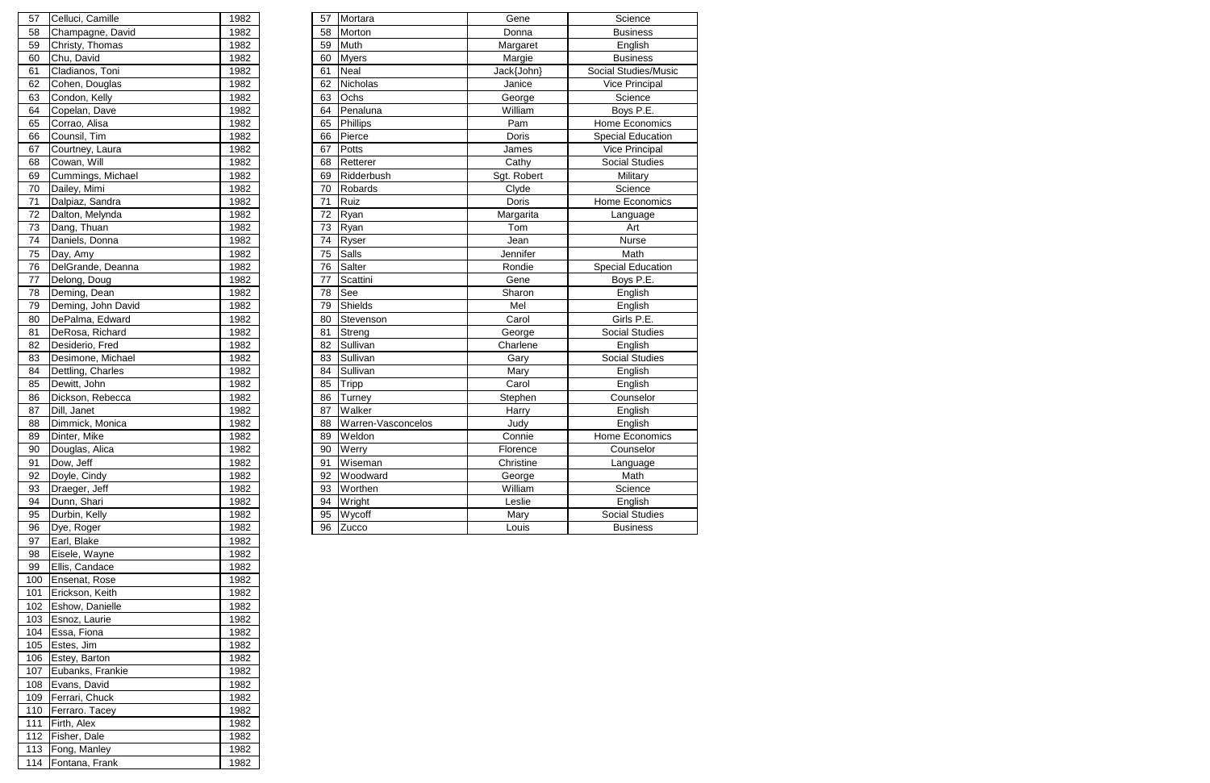| | | |
|---|---|---|
| 57 | Celluci, Camille | 1982 |
| 58 | Champagne, David | 1982 |
| 59 | Christy, Thomas | 1982 |
| 60 | Chu, David | 1982 |
| 61 | Cladianos, Toni | 1982 |
| 62 | Cohen, Douglas | 1982 |
| 63 | Condon, Kelly | 1982 |
| 64 | Copelan, Dave | 1982 |
| 65 | Corrao, Alisa | 1982 |
| 66 | Counsil, Tim | 1982 |
| 67 | Courtney, Laura | 1982 |
| 68 | Cowan, Will | 1982 |
| 69 | Cummings, Michael | 1982 |
| 70 | Dailey, Mimi | 1982 |
| 71 | Dalpiaz, Sandra | 1982 |
| 72 | Dalton, Melynda | 1982 |
| 73 | Dang, Thuan | 1982 |
| 74 | Daniels, Donna | 1982 |
| 75 | Day, Amy | 1982 |
| 76 | DelGrande, Deanna | 1982 |
| 77 | Delong, Doug | 1982 |
| 78 | Deming, Dean | 1982 |
| 79 | Deming, John David | 1982 |
| 80 | DePalma, Edward | 1982 |
| 81 | DeRosa, Richard | 1982 |
| 82 | Desiderio, Fred | 1982 |
| 83 | Desimone, Michael | 1982 |
| 84 | Dettling, Charles | 1982 |
| 85 | Dewitt, John | 1982 |
| 86 | Dickson, Rebecca | 1982 |
| 87 | Dill, Janet | 1982 |
| 88 | Dimmick, Monica | 1982 |
| 89 | Dinter, Mike | 1982 |
| 90 | Douglas, Alica | 1982 |
| 91 | Dow, Jeff | 1982 |
| 92 | Doyle, Cindy | 1982 |
| 93 | Draeger, Jeff | 1982 |
| 94 | Dunn, Shari | 1982 |
| 95 | Durbin, Kelly | 1982 |
| 96 | Dye, Roger | 1982 |
| 97 | Earl, Blake | 1982 |
| 98 | Eisele, Wayne | 1982 |
| 99 | Ellis, Candace | 1982 |
| 100 | Ensenat, Rose | 1982 |
| 101 | Erickson, Keith | 1982 |
| 102 | Eshow, Danielle | 1982 |
| 103 | Esnoz, Laurie | 1982 |
| 104 | Essa, Fiona | 1982 |
| 105 | Estes, Jim | 1982 |
| 106 | Estey, Barton | 1982 |
| 107 | Eubanks, Frankie | 1982 |
| 108 | Evans, David | 1982 |
| 109 | Ferrari, Chuck | 1982 |
| 110 | Ferraro. Tacey | 1982 |
| 111 | Firth, Alex | 1982 |
| 112 | Fisher, Dale | 1982 |
| 113 | Fong, Manley | 1982 |
| 114 | Fontana, Frank | 1982 |

| | | | |
|---|---|---|---|
| 57 | Mortara | Gene | Science |
| 58 | Morton | Donna | Business |
| 59 | Muth | Margaret | English |
| 60 | Myers | Margie | Business |
| 61 | Neal | Jack{John} | Social Studies/Music |
| 62 | Nicholas | Janice | Vice Principal |
| 63 | Ochs | George | Science |
| 64 | Penaluna | William | Boys P.E. |
| 65 | Phillips | Pam | Home Economics |
| 66 | Pierce | Doris | Special Education |
| 67 | Potts | James | Vice Principal |
| 68 | Retterer | Cathy | Social Studies |
| 69 | Ridderbush | Sgt. Robert | Military |
| 70 | Robards | Clyde | Science |
| 71 | Ruiz | Doris | Home Economics |
| 72 | Ryan | Margarita | Language |
| 73 | Ryan | Tom | Art |
| 74 | Ryser | Jean | Nurse |
| 75 | Salls | Jennifer | Math |
| 76 | Salter | Rondie | Special Education |
| 77 | Scattini | Gene | Boys P.E. |
| 78 | See | Sharon | English |
| 79 | Shields | Mel | English |
| 80 | Stevenson | Carol | Girls P.E. |
| 81 | Streng | George | Social Studies |
| 82 | Sullivan | Charlene | English |
| 83 | Sullivan | Gary | Social Studies |
| 84 | Sullivan | Mary | English |
| 85 | Tripp | Carol | English |
| 86 | Turney | Stephen | Counselor |
| 87 | Walker | Harry | English |
| 88 | Warren-Vasconcelos | Judy | English |
| 89 | Weldon | Connie | Home Economics |
| 90 | Werry | Florence | Counselor |
| 91 | Wiseman | Christine | Language |
| 92 | Woodward | George | Math |
| 93 | Worthen | William | Science |
| 94 | Wright | Leslie | English |
| 95 | Wycoff | Mary | Social Studies |
| 96 | Zucco | Louis | Business |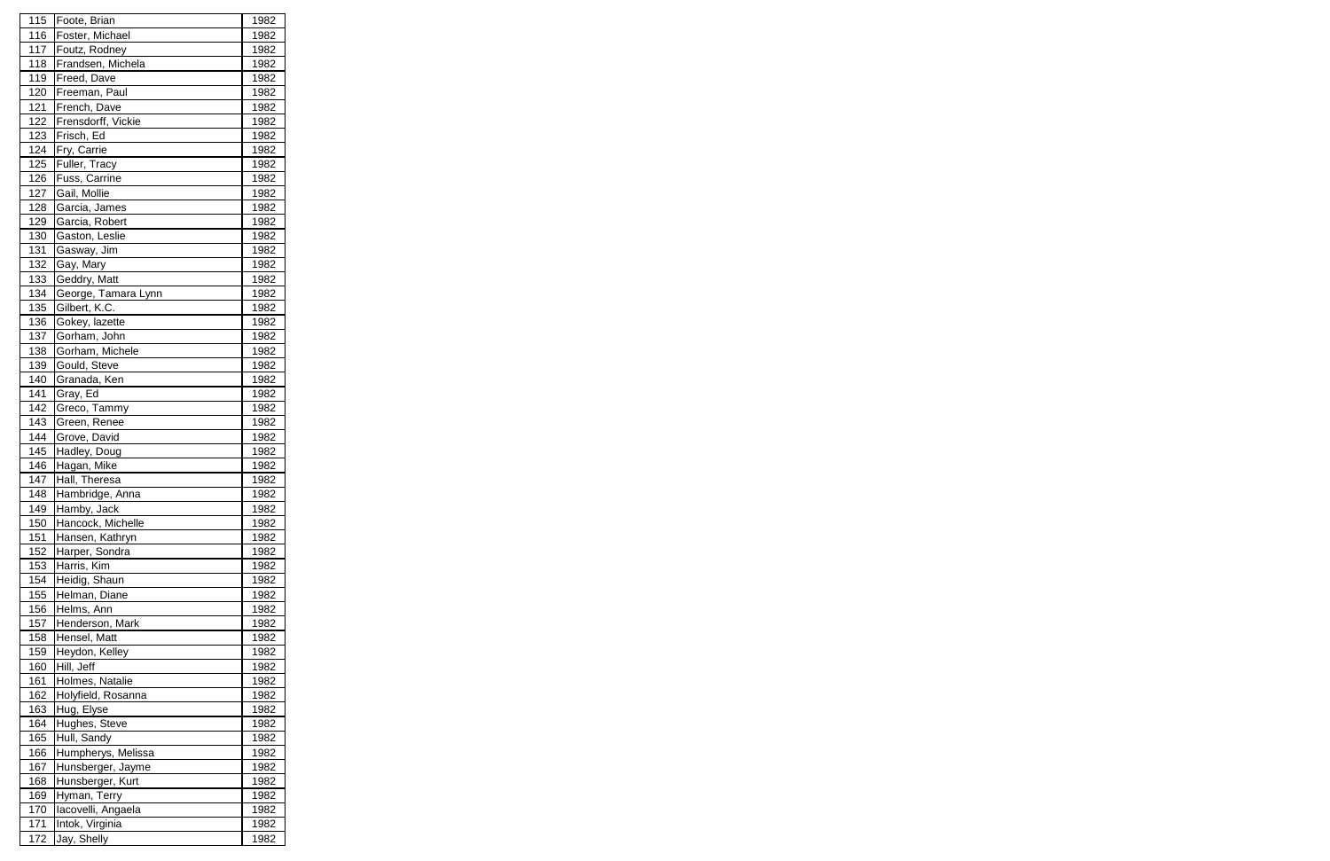| | | |
|---|---|---|
| 115 | Foote, Brian | 1982 |
| 116 | Foster, Michael | 1982 |
| 117 | Foutz, Rodney | 1982 |
| 118 | Frandsen, Michela | 1982 |
| 119 | Freed, Dave | 1982 |
| 120 | Freeman, Paul | 1982 |
| 121 | French, Dave | 1982 |
| 122 | Frensdorff, Vickie | 1982 |
| 123 | Frisch, Ed | 1982 |
| 124 | Fry, Carrie | 1982 |
| 125 | Fuller, Tracy | 1982 |
| 126 | Fuss, Carrine | 1982 |
| 127 | Gail, Mollie | 1982 |
| 128 | Garcia, James | 1982 |
| 129 | Garcia, Robert | 1982 |
| 130 | Gaston, Leslie | 1982 |
| 131 | Gasway, Jim | 1982 |
| 132 | Gay, Mary | 1982 |
| 133 | Geddry, Matt | 1982 |
| 134 | George, Tamara Lynn | 1982 |
| 135 | Gilbert, K.C. | 1982 |
| 136 | Gokey, lazette | 1982 |
| 137 | Gorham, John | 1982 |
| 138 | Gorham, Michele | 1982 |
| 139 | Gould, Steve | 1982 |
| 140 | Granada, Ken | 1982 |
| 141 | Gray, Ed | 1982 |
| 142 | Greco, Tammy | 1982 |
| 143 | Green, Renee | 1982 |
| 144 | Grove, David | 1982 |
| 145 | Hadley, Doug | 1982 |
| 146 | Hagan, Mike | 1982 |
| 147 | Hall, Theresa | 1982 |
| 148 | Hambridge, Anna | 1982 |
| 149 | Hamby, Jack | 1982 |
| 150 | Hancock, Michelle | 1982 |
| 151 | Hansen, Kathryn | 1982 |
| 152 | Harper, Sondra | 1982 |
| 153 | Harris, Kim | 1982 |
| 154 | Heidig, Shaun | 1982 |
| 155 | Helman, Diane | 1982 |
| 156 | Helms, Ann | 1982 |
| 157 | Henderson, Mark | 1982 |
| 158 | Hensel, Matt | 1982 |
| 159 | Heydon, Kelley | 1982 |
| 160 | Hill, Jeff | 1982 |
| 161 | Holmes, Natalie | 1982 |
| 162 | Holyfield, Rosanna | 1982 |
| 163 | Hug, Elyse | 1982 |
| 164 | Hughes, Steve | 1982 |
| 165 | Hull, Sandy | 1982 |
| 166 | Humpherys, Melissa | 1982 |
| 167 | Hunsberger, Jayme | 1982 |
| 168 | Hunsberger, Kurt | 1982 |
| 169 | Hyman, Terry | 1982 |
| 170 | Iacovelli, Angaela | 1982 |
| 171 | Intok, Virginia | 1982 |
| 172 | Jay, Shelly | 1982 |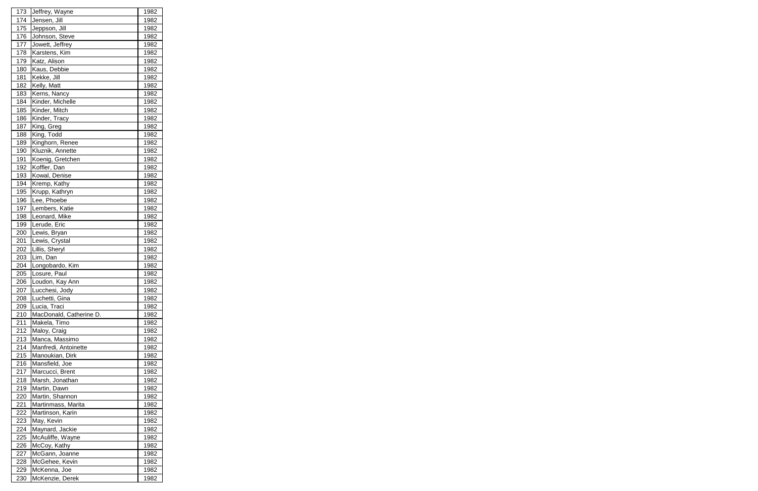| | | |
|---|---|---|
| 173 | Jeffrey, Wayne | 1982 |
| 174 | Jensen, Jill | 1982 |
| 175 | Jeppson, Jill | 1982 |
| 176 | Johnson, Steve | 1982 |
| 177 | Jowett, Jeffrey | 1982 |
| 178 | Karstens, Kim | 1982 |
| 179 | Katz, Alison | 1982 |
| 180 | Kaus, Debbie | 1982 |
| 181 | Kekke, Jill | 1982 |
| 182 | Kelly, Matt | 1982 |
| 183 | Kerns, Nancy | 1982 |
| 184 | Kinder, Michelle | 1982 |
| 185 | Kinder, Mitch | 1982 |
| 186 | Kinder, Tracy | 1982 |
| 187 | King, Greg | 1982 |
| 188 | King, Todd | 1982 |
| 189 | Kinghorn, Renee | 1982 |
| 190 | Kluznik, Annette | 1982 |
| 191 | Koenig, Gretchen | 1982 |
| 192 | Koffler, Dan | 1982 |
| 193 | Kowal, Denise | 1982 |
| 194 | Kremp, Kathy | 1982 |
| 195 | Krupp, Kathryn | 1982 |
| 196 | Lee, Phoebe | 1982 |
| 197 | Lembers, Katie | 1982 |
| 198 | Leonard, Mike | 1982 |
| 199 | Lerude, Eric | 1982 |
| 200 | Lewis, Bryan | 1982 |
| 201 | Lewis, Crystal | 1982 |
| 202 | Lillis, Sheryl | 1982 |
| 203 | Lim, Dan | 1982 |
| 204 | Longobardo, Kim | 1982 |
| 205 | Losure, Paul | 1982 |
| 206 | Loudon, Kay Ann | 1982 |
| 207 | Lucchesi, Jody | 1982 |
| 208 | Luchetti, Gina | 1982 |
| 209 | Lucia, Traci | 1982 |
| 210 | MacDonald, Catherine D. | 1982 |
| 211 | Makela, Timo | 1982 |
| 212 | Maloy, Craig | 1982 |
| 213 | Manca, Massimo | 1982 |
| 214 | Manfredi, Antoinette | 1982 |
| 215 | Manoukian, Dirk | 1982 |
| 216 | Mansfield, Joe | 1982 |
| 217 | Marcucci, Brent | 1982 |
| 218 | Marsh, Jonathan | 1982 |
| 219 | Martin, Dawn | 1982 |
| 220 | Martin, Shannon | 1982 |
| 221 | Martinmass, Marita | 1982 |
| 222 | Martinson, Karin | 1982 |
| 223 | May, Kevin | 1982 |
| 224 | Maynard, Jackie | 1982 |
| 225 | McAuliffe, Wayne | 1982 |
| 226 | McCoy, Kathy | 1982 |
| 227 | McGann, Joanne | 1982 |
| 228 | McGehee, Kevin | 1982 |
| 229 | McKenna, Joe | 1982 |
| 230 | McKenzie, Derek | 1982 |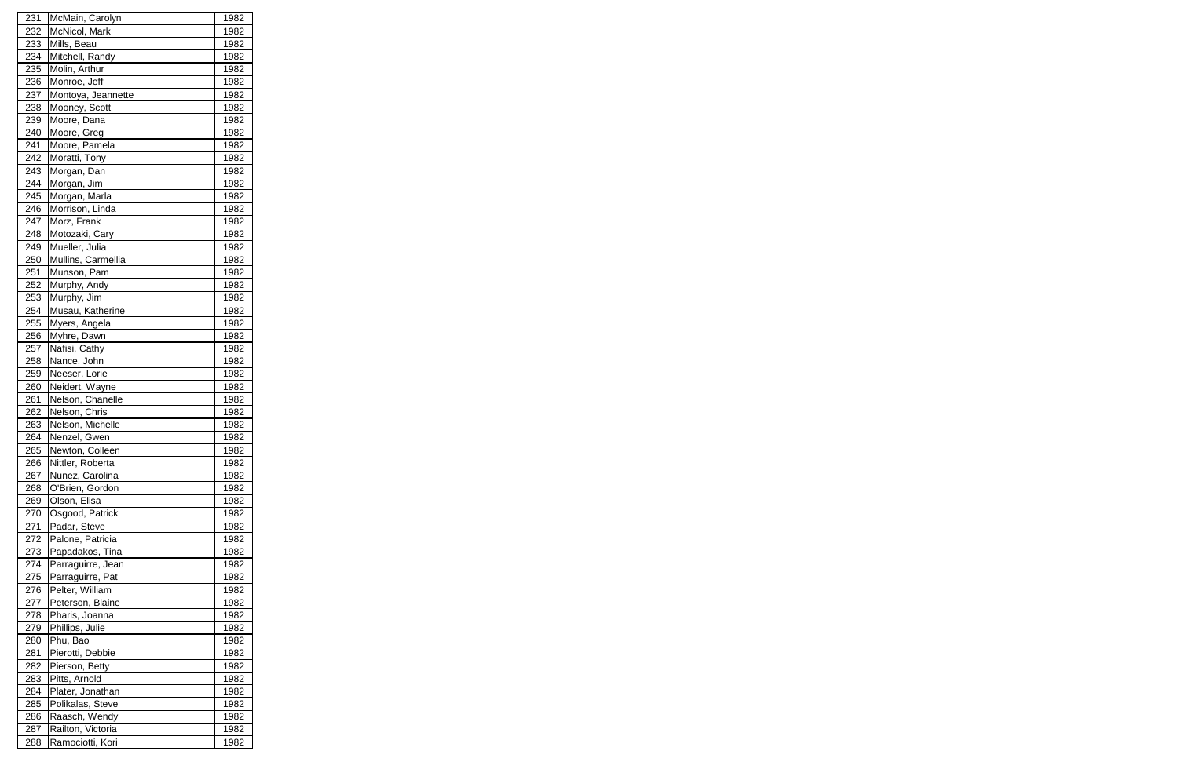| | | |
|---|---|---|
| 231 | McMain, Carolyn | 1982 |
| 232 | McNicol, Mark | 1982 |
| 233 | Mills, Beau | 1982 |
| 234 | Mitchell, Randy | 1982 |
| 235 | Molin, Arthur | 1982 |
| 236 | Monroe, Jeff | 1982 |
| 237 | Montoya, Jeannette | 1982 |
| 238 | Mooney, Scott | 1982 |
| 239 | Moore, Dana | 1982 |
| 240 | Moore, Greg | 1982 |
| 241 | Moore, Pamela | 1982 |
| 242 | Moratti, Tony | 1982 |
| 243 | Morgan, Dan | 1982 |
| 244 | Morgan, Jim | 1982 |
| 245 | Morgan, Marla | 1982 |
| 246 | Morrison, Linda | 1982 |
| 247 | Morz, Frank | 1982 |
| 248 | Motozaki, Cary | 1982 |
| 249 | Mueller, Julia | 1982 |
| 250 | Mullins, Carmellia | 1982 |
| 251 | Munson, Pam | 1982 |
| 252 | Murphy, Andy | 1982 |
| 253 | Murphy, Jim | 1982 |
| 254 | Musau, Katherine | 1982 |
| 255 | Myers, Angela | 1982 |
| 256 | Myhre, Dawn | 1982 |
| 257 | Nafisi, Cathy | 1982 |
| 258 | Nance, John | 1982 |
| 259 | Neeser, Lorie | 1982 |
| 260 | Neidert, Wayne | 1982 |
| 261 | Nelson, Chanelle | 1982 |
| 262 | Nelson, Chris | 1982 |
| 263 | Nelson, Michelle | 1982 |
| 264 | Nenzel, Gwen | 1982 |
| 265 | Newton, Colleen | 1982 |
| 266 | Nittler, Roberta | 1982 |
| 267 | Nunez, Carolina | 1982 |
| 268 | O'Brien, Gordon | 1982 |
| 269 | Olson, Elisa | 1982 |
| 270 | Osgood, Patrick | 1982 |
| 271 | Padar, Steve | 1982 |
| 272 | Palone, Patricia | 1982 |
| 273 | Papadakos, Tina | 1982 |
| 274 | Parraguirre, Jean | 1982 |
| 275 | Parraguirre, Pat | 1982 |
| 276 | Pelter, William | 1982 |
| 277 | Peterson, Blaine | 1982 |
| 278 | Pharis, Joanna | 1982 |
| 279 | Phillips, Julie | 1982 |
| 280 | Phu, Bao | 1982 |
| 281 | Pierotti, Debbie | 1982 |
| 282 | Pierson, Betty | 1982 |
| 283 | Pitts, Arnold | 1982 |
| 284 | Plater, Jonathan | 1982 |
| 285 | Polikalas, Steve | 1982 |
| 286 | Raasch, Wendy | 1982 |
| 287 | Railton, Victoria | 1982 |
| 288 | Ramociotti, Kori | 1982 |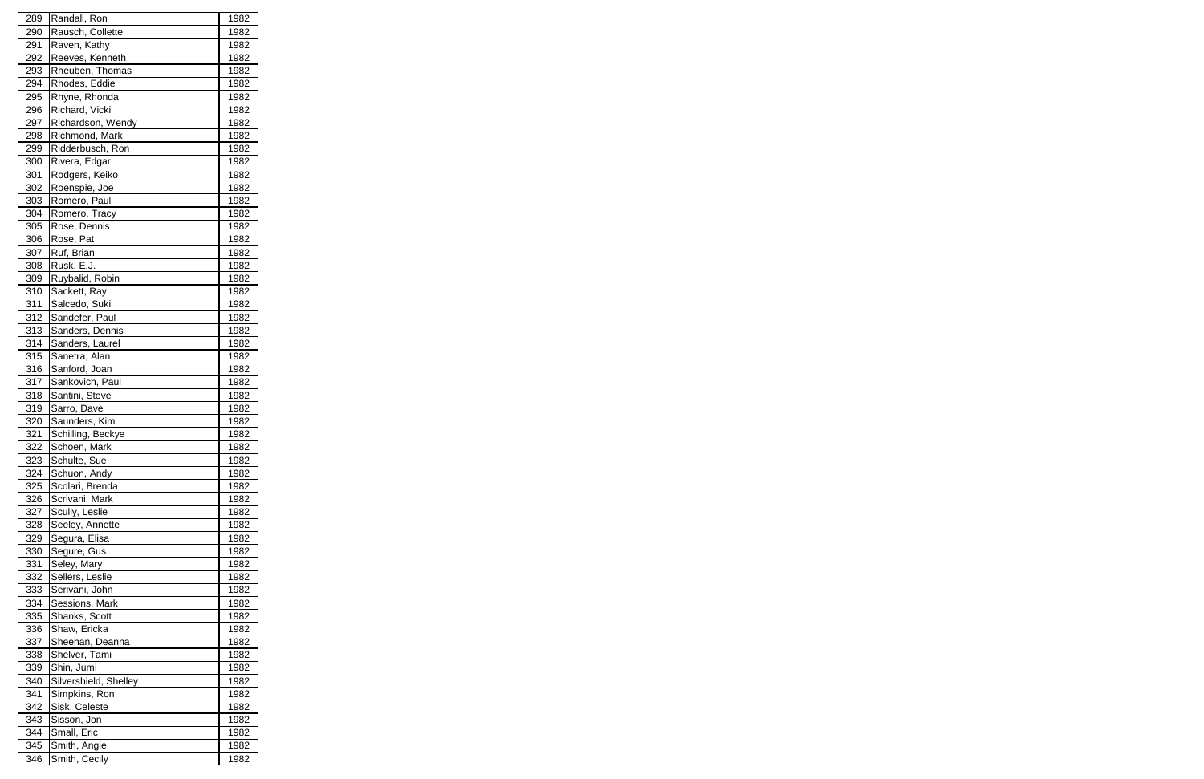| 289 | Randall, Ron | 1982 |
|---|---|---|
| 290 | Rausch, Collette | 1982 |
| 291 | Raven, Kathy | 1982 |
| 292 | Reeves, Kenneth | 1982 |
| 293 | Rheuben, Thomas | 1982 |
| 294 | Rhodes, Eddie | 1982 |
| 295 | Rhyne, Rhonda | 1982 |
| 296 | Richard, Vicki | 1982 |
| 297 | Richardson, Wendy | 1982 |
| 298 | Richmond, Mark | 1982 |
| 299 | Ridderbusch, Ron | 1982 |
| 300 | Rivera, Edgar | 1982 |
| 301 | Rodgers, Keiko | 1982 |
| 302 | Roenspie, Joe | 1982 |
| 303 | Romero, Paul | 1982 |
| 304 | Romero, Tracy | 1982 |
| 305 | Rose, Dennis | 1982 |
| 306 | Rose, Pat | 1982 |
| 307 | Ruf, Brian | 1982 |
| 308 | Rusk, E.J. | 1982 |
| 309 | Ruybalid, Robin | 1982 |
| 310 | Sackett, Ray | 1982 |
| 311 | Salcedo, Suki | 1982 |
| 312 | Sandefer, Paul | 1982 |
| 313 | Sanders, Dennis | 1982 |
| 314 | Sanders, Laurel | 1982 |
| 315 | Sanetra, Alan | 1982 |
| 316 | Sanford, Joan | 1982 |
| 317 | Sankovich, Paul | 1982 |
| 318 | Santini, Steve | 1982 |
| 319 | Sarro, Dave | 1982 |
| 320 | Saunders, Kim | 1982 |
| 321 | Schilling, Beckye | 1982 |
| 322 | Schoen, Mark | 1982 |
| 323 | Schulte, Sue | 1982 |
| 324 | Schuon, Andy | 1982 |
| 325 | Scolari, Brenda | 1982 |
| 326 | Scrivani, Mark | 1982 |
| 327 | Scully, Leslie | 1982 |
| 328 | Seeley, Annette | 1982 |
| 329 | Segura, Elisa | 1982 |
| 330 | Segure, Gus | 1982 |
| 331 | Seley, Mary | 1982 |
| 332 | Sellers, Leslie | 1982 |
| 333 | Serivani, John | 1982 |
| 334 | Sessions, Mark | 1982 |
| 335 | Shanks, Scott | 1982 |
| 336 | Shaw, Ericka | 1982 |
| 337 | Sheehan, Deanna | 1982 |
| 338 | Shelver, Tami | 1982 |
| 339 | Shin, Jumi | 1982 |
| 340 | Silvershield, Shelley | 1982 |
| 341 | Simpkins, Ron | 1982 |
| 342 | Sisk, Celeste | 1982 |
| 343 | Sisson, Jon | 1982 |
| 344 | Small, Eric | 1982 |
| 345 | Smith, Angie | 1982 |
| 346 | Smith, Cecily | 1982 |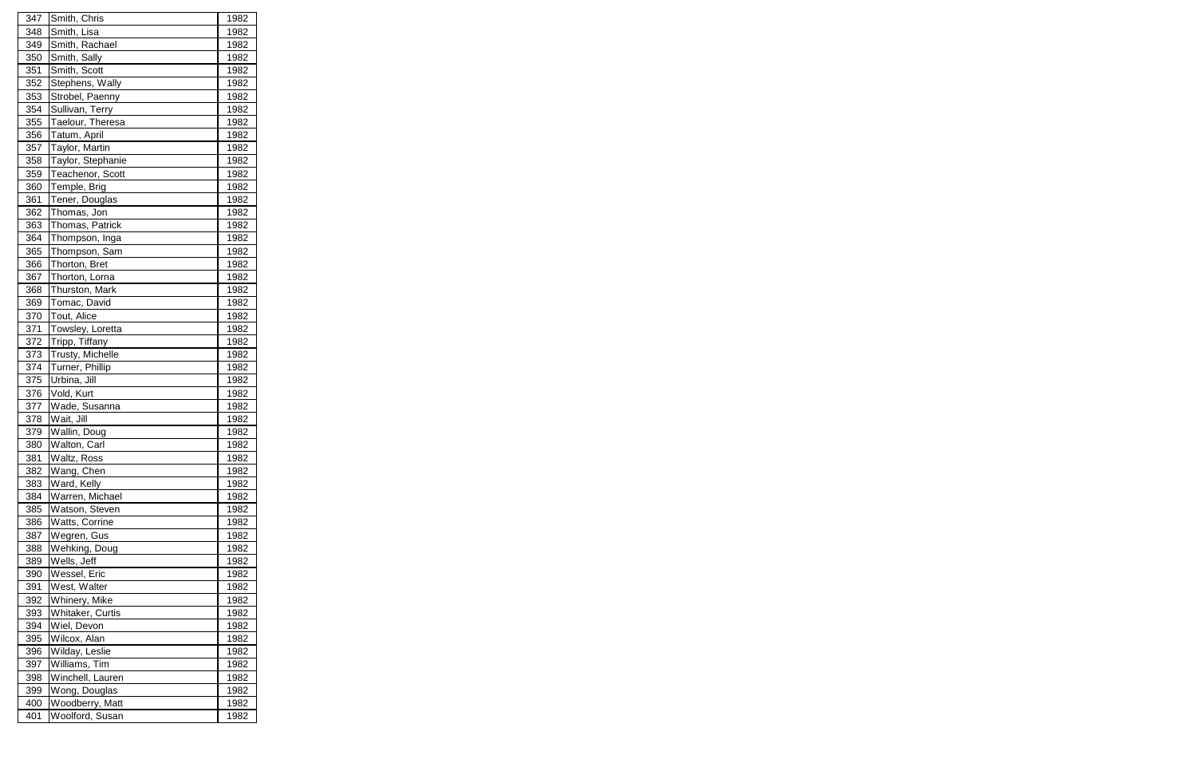| | | |
|---|---|---|
| 347 | Smith, Chris | 1982 |
| 348 | Smith, Lisa | 1982 |
| 349 | Smith, Rachael | 1982 |
| 350 | Smith, Sally | 1982 |
| 351 | Smith, Scott | 1982 |
| 352 | Stephens, Wally | 1982 |
| 353 | Strobel, Paenny | 1982 |
| 354 | Sullivan, Terry | 1982 |
| 355 | Taelour, Theresa | 1982 |
| 356 | Tatum, April | 1982 |
| 357 | Taylor, Martin | 1982 |
| 358 | Taylor, Stephanie | 1982 |
| 359 | Teachenor, Scott | 1982 |
| 360 | Temple, Brig | 1982 |
| 361 | Tener, Douglas | 1982 |
| 362 | Thomas, Jon | 1982 |
| 363 | Thomas, Patrick | 1982 |
| 364 | Thompson, Inga | 1982 |
| 365 | Thompson, Sam | 1982 |
| 366 | Thorton, Bret | 1982 |
| 367 | Thorton, Lorna | 1982 |
| 368 | Thurston, Mark | 1982 |
| 369 | Tomac, David | 1982 |
| 370 | Tout, Alice | 1982 |
| 371 | Towsley, Loretta | 1982 |
| 372 | Tripp, Tiffany | 1982 |
| 373 | Trusty, Michelle | 1982 |
| 374 | Turner, Phillip | 1982 |
| 375 | Urbina, Jill | 1982 |
| 376 | Vold, Kurt | 1982 |
| 377 | Wade, Susanna | 1982 |
| 378 | Wait, Jill | 1982 |
| 379 | Wallin, Doug | 1982 |
| 380 | Walton, Carl | 1982 |
| 381 | Waltz, Ross | 1982 |
| 382 | Wang, Chen | 1982 |
| 383 | Ward, Kelly | 1982 |
| 384 | Warren, Michael | 1982 |
| 385 | Watson, Steven | 1982 |
| 386 | Watts, Corrine | 1982 |
| 387 | Wegren, Gus | 1982 |
| 388 | Wehking, Doug | 1982 |
| 389 | Wells, Jeff | 1982 |
| 390 | Wessel, Eric | 1982 |
| 391 | West, Walter | 1982 |
| 392 | Whinery, Mike | 1982 |
| 393 | Whitaker, Curtis | 1982 |
| 394 | Wiel, Devon | 1982 |
| 395 | Wilcox, Alan | 1982 |
| 396 | Wilday, Leslie | 1982 |
| 397 | Williams, Tim | 1982 |
| 398 | Winchell, Lauren | 1982 |
| 399 | Wong, Douglas | 1982 |
| 400 | Woodberry, Matt | 1982 |
| 401 | Woolford, Susan | 1982 |